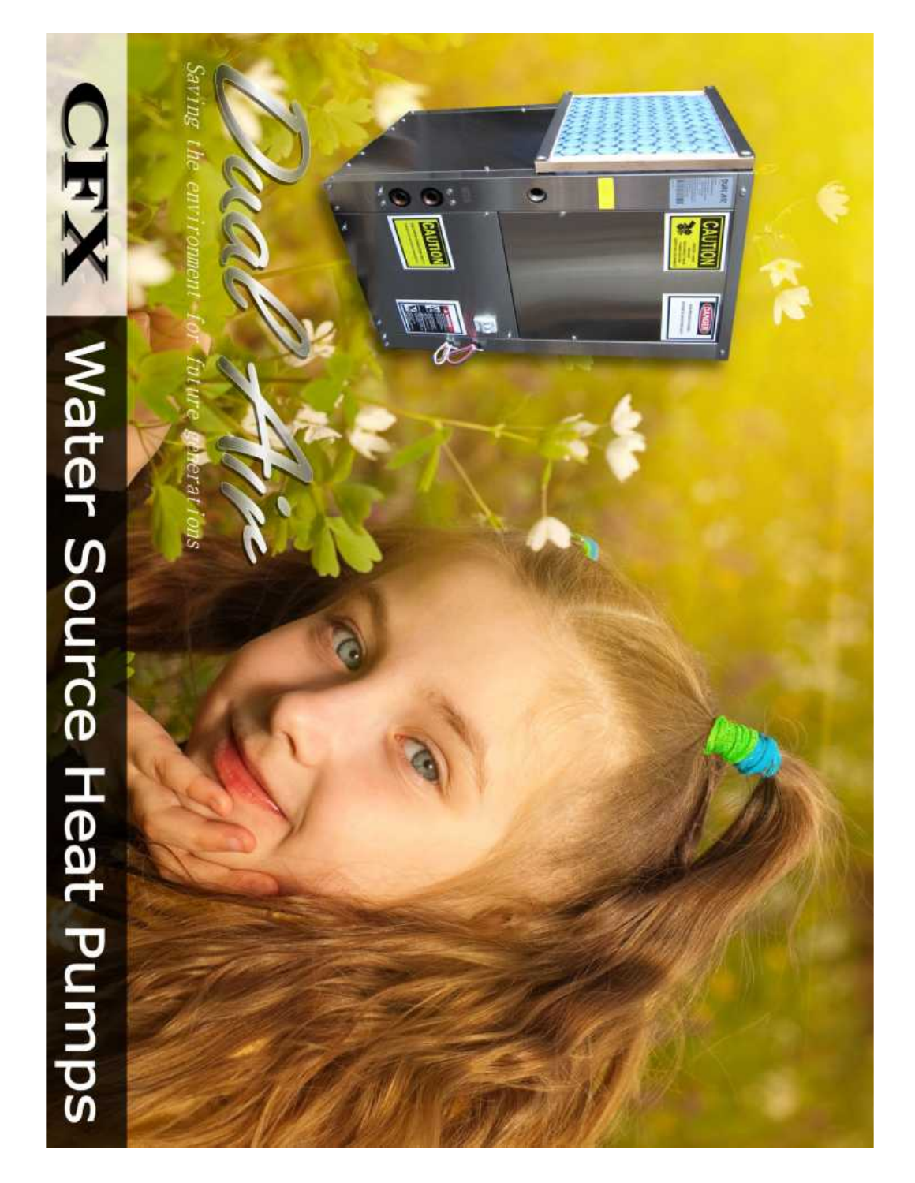# CFX Water Source Heat Pumps

## Dual Air

*Saving the environment for future generations*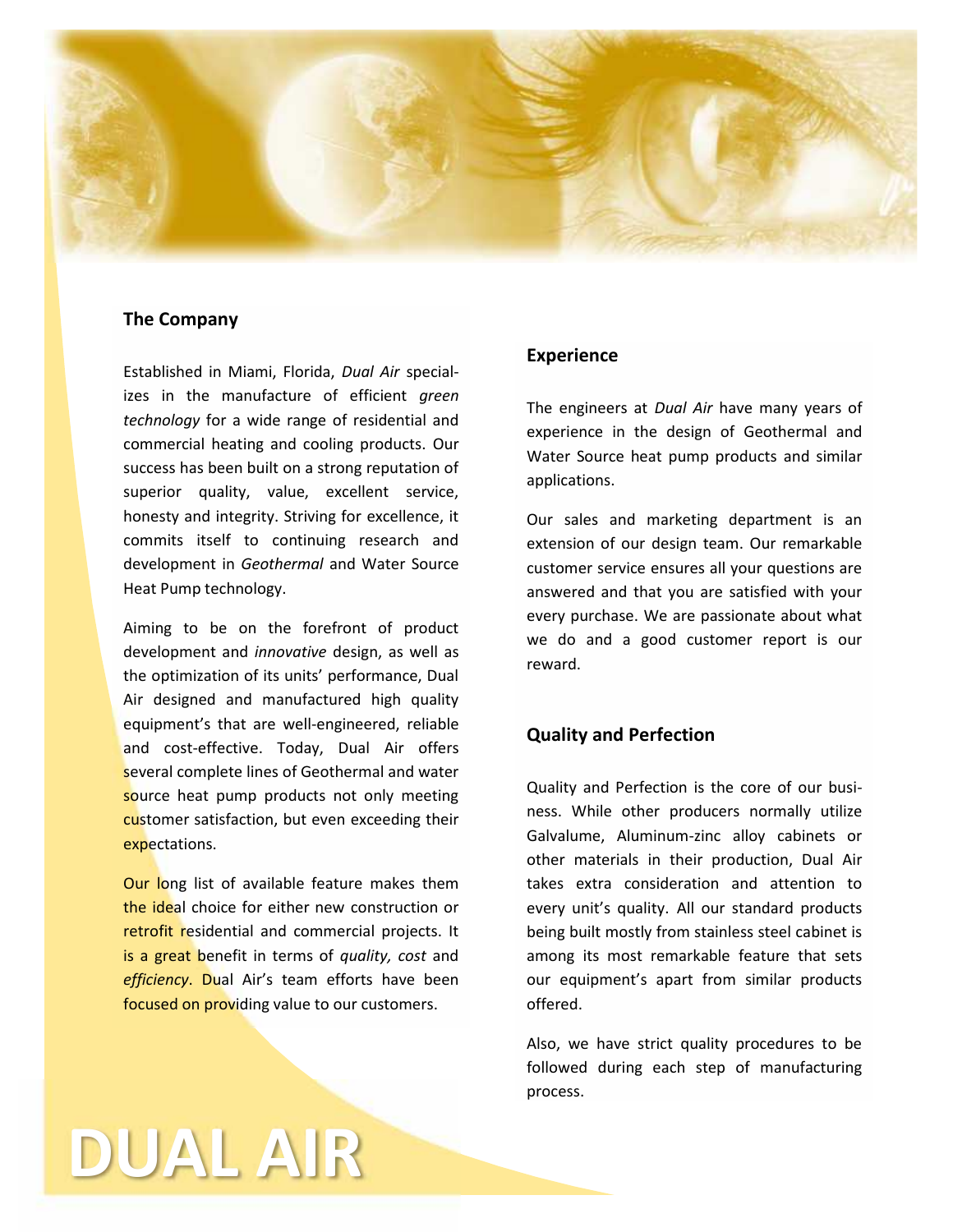## The Company

Established in Miami, Florida, *Dual Air* specializes in the manufacture of efficient *green technology* for a wide range of residential and commercial heating and cooling products. Our success has been built on a strong reputation of superior quality, value, excellent service, honesty and integrity. Striving for excellence, it commits itself to continuing research and development in *Geothermal* and Water Source Heat Pump technology.

Aiming to be on the forefront of product development and *innovative* design, as well as the optimization of its units' performance, Dual Air designed and manufactured high quality equipment's that are well-engineered, reliable and cost-effective. Today, Dual Air offers several complete lines of Geothermal and water source heat pump products not only meeting customer satisfaction, but even exceeding their expectations.

Our long list of available feature makes them the ideal choice for either new construction or retrofit residential and commercial projects. It is a great benefit in terms of *quality, cost* and *efficiency*. Dual Air's team efforts have been focused on providing value to our customers.

## Experience

The engineers at *Dual Air* have many years of experience in the design of Geothermal and Water Source heat pump products and similar applications.

Our sales and marketing department is an extension of our design team. Our remarkable customer service ensures all your questions are answered and that you are satisfied with your every purchase. We are passionate about what we do and a good customer report is our reward.

## Quality and Perfection

Quality and Perfection is the core of our business. While other producers normally utilize Galvalume, Aluminum-zinc alloy cabinets or other materials in their production, Dual Air takes extra consideration and attention to every unit's quality. All our standard products being built mostly from stainless steel cabinet is among its most remarkable feature that sets our equipment's apart from similar products offered.

Also, we have strict quality procedures to be followed during each step of manufacturing process.

# DUAL AIR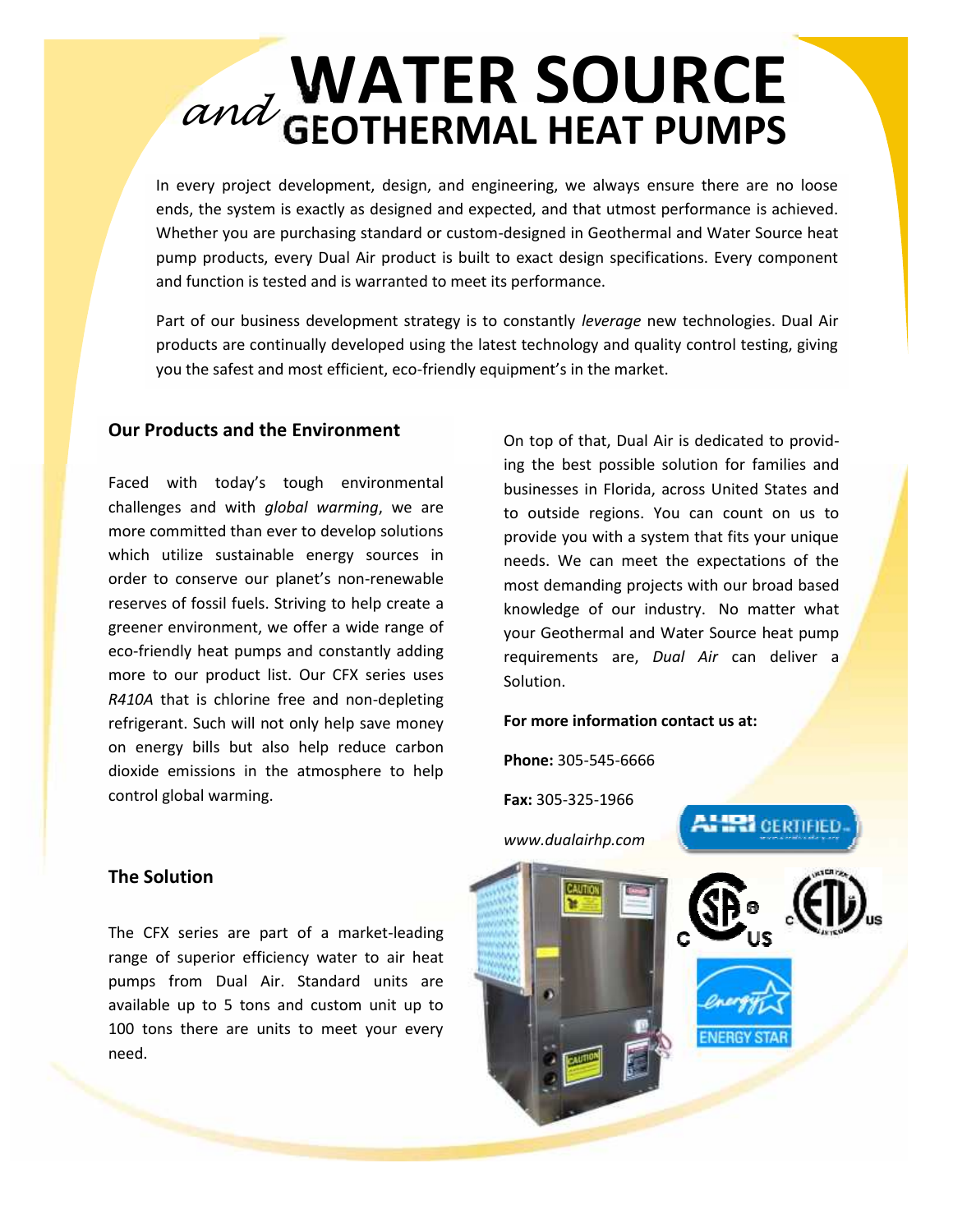# *and* WATER SOURCE GEOTHERMAL HEAT PUMPS

In every project development, design, and engineering, we always ensure there are no loose ends, the system is exactly as designed and expected, and that utmost performance is achieved. Whether you are purchasing standard or custom-designed in Geothermal and Water Source heat pump products, every Dual Air product is built to exact design specifications. Every component and function is tested and is warranted to meet its performance.

Part of our business development strategy is to constantly *leverage* new technologies. Dual Air products are continually developed using the latest technology and quality control testing, giving you the safest and most efficient, eco-friendly equipment's in the market.

## Our Products and the Environment

Faced with today's tough environmental challenges and with *global warming*, we are more committed than ever to develop solutions which utilize sustainable energy sources in order to conserve our planet's non-renewable reserves of fossil fuels. Striving to help create a greener environment, we offer a wide range of eco-friendly heat pumps and constantly adding more to our product list. Our CFX series uses *R410A* that is chlorine free and non-depleting refrigerant. Such will not only help save money on energy bills but also help reduce carbon dioxide emissions in the atmosphere to help control global warming.

## The Solution

The CFX series are part of a market-leading range of superior efficiency water to air heat pumps from Dual Air. Standard units are available up to 5 tons and custom unit up to 100 tons there are units to meet your every need.

On top of that, Dual Air is dedicated to providing the best possible solution for families and businesses in Florida, across United States and to outside regions. You can count on us to provide you with a system that fits your unique needs. We can meet the expectations of the most demanding projects with our broad based knowledge of our industry. No matter what your Geothermal and Water Source heat pump requirements are, *Dual Air* can deliver a Solution.

**For more information contact us at:**

**Phone:** 305-545-6666

**Fax:** 305-325-1966

*www.dualairhp.com*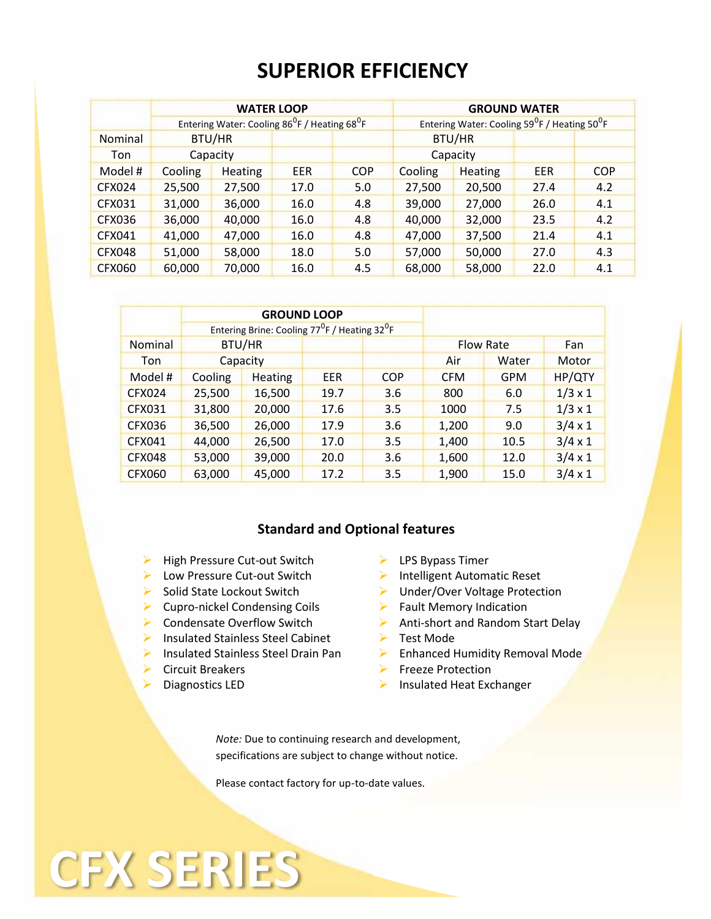# SUPERIOR EFFICIENCY

| | WATER LOOP | | | | GROUND WATER | | | |
|---|---|---|---|---|---|---|---|---|
| | Entering Water: Cooling 86$^0$F / Heating 68$^0$F | | | | Entering Water: Cooling 59$^0$F / Heating 50$^0$F | | | |
| Nominal Ton | BTU/HR Capacity | | | | BTU/HR Capacity | | | |
| Model # | Cooling | Heating | EER | COP | Cooling | Heating | EER | COP |
| CFX024 | 25,500 | 27,500 | 17.0 | 5.0 | 27,500 | 20,500 | 27.4 | 4.2 |
| CFX031 | 31,000 | 36,000 | 16.0 | 4.8 | 39,000 | 27,000 | 26.0 | 4.1 |
| CFX036 | 36,000 | 40,000 | 16.0 | 4.8 | 40,000 | 32,000 | 23.5 | 4.2 |
| CFX041 | 41,000 | 47,000 | 16.0 | 4.8 | 47,000 | 37,500 | 21.4 | 4.1 |
| CFX048 | 51,000 | 58,000 | 18.0 | 5.0 | 57,000 | 50,000 | 27.0 | 4.3 |
| CFX060 | 60,000 | 70,000 | 16.0 | 4.5 | 68,000 | 58,000 | 22.0 | 4.1 |

| | GROUND LOOP | | | | | | |
|---|---|---|---|---|---|---|---|
| | Entering Brine: Cooling 77$^0$F / Heating 32$^0$F | | | | | | |
| Nominal | BTU/HR | | | | Flow Rate | | Fan |
| Ton | Capacity | | | | Air | Water | Motor |
| Model # | Cooling | Heating | EER | COP | CFM | GPM | HP/QTY |
| CFX024 | 25,500 | 16,500 | 19.7 | 3.6 | 800 | 6.0 | 1/3 x 1 |
| CFX031 | 31,800 | 20,000 | 17.6 | 3.5 | 1000 | 7.5 | 1/3 x 1 |
| CFX036 | 36,500 | 26,000 | 17.9 | 3.6 | 1,200 | 9.0 | 3/4 x 1 |
| CFX041 | 44,000 | 26,500 | 17.0 | 3.5 | 1,400 | 10.5 | 3/4 x 1 |
| CFX048 | 53,000 | 39,000 | 20.0 | 3.6 | 1,600 | 12.0 | 3/4 x 1 |
| CFX060 | 63,000 | 45,000 | 17.2 | 3.5 | 1,900 | 15.0 | 3/4 x 1 |

## Standard and Optional features

- High Pressure Cut-out Switch
- Low Pressure Cut-out Switch
- Solid State Lockout Switch
- Cupro-nickel Condensing Coils
- Condensate Overflow Switch
- Insulated Stainless Steel Cabinet
- Insulated Stainless Steel Drain Pan
- Circuit Breakers
- Diagnostics LED
- LPS Bypass Timer
- Intelligent Automatic Reset
- Under/Over Voltage Protection
- Fault Memory Indication
- Anti-short and Random Start Delay
- Test Mode
- Enhanced Humidity Removal Mode
- Freeze Protection
- Insulated Heat Exchanger

*Note:* Due to continuing research and development, specifications are subject to change without notice.

Please contact factory for up-to-date values.

# CFX SERIES